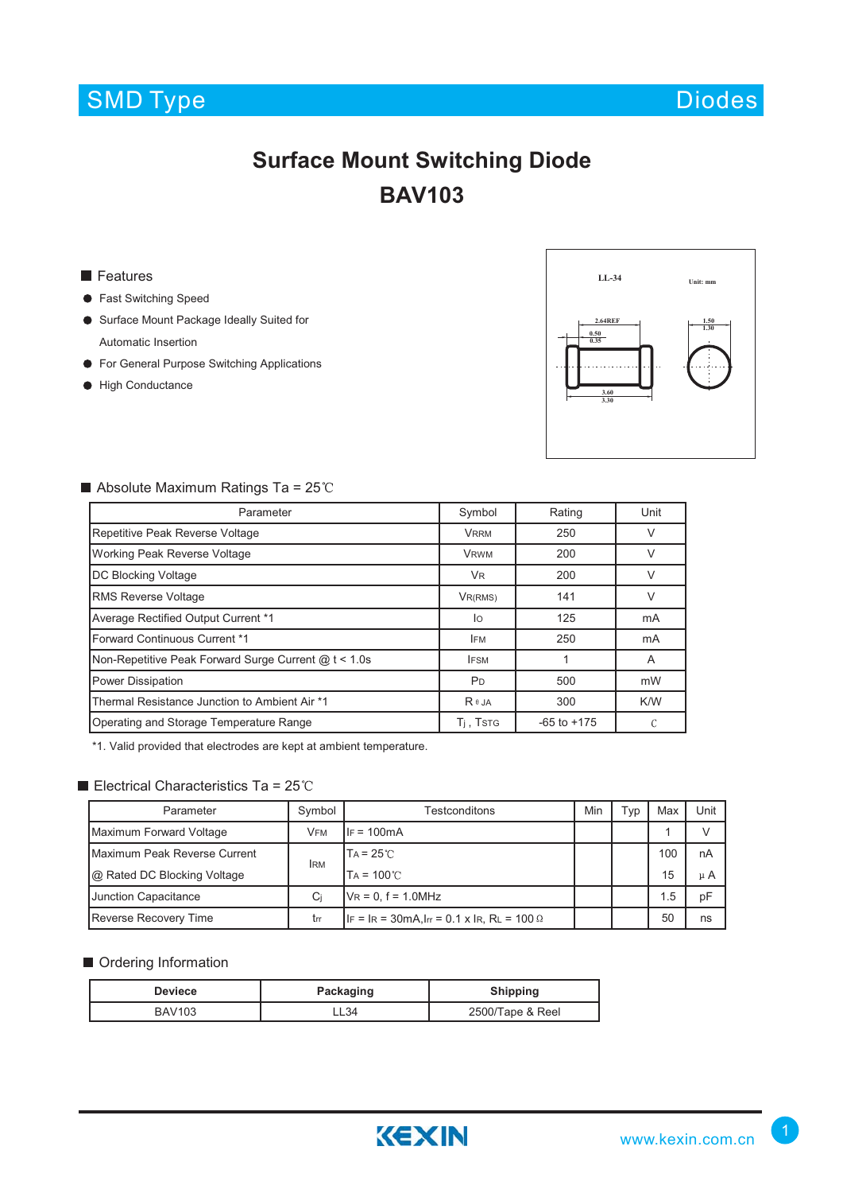# Surface Mount Switching Diode

# BAV103

## Features

- Fast Switching Speed
- Surface Mount Package Ideally Suited for Automatic Insertion
- For General Purpose Switching Applications
- High Conductance

LL-34 Unit: mm

2.64REF 0.50 0.35 1.50 1.30 3.60 3.30

## Absolute Maximum Ratings Ta = 25℃

| Parameter | Symbol | Rating | Unit |
|---|---|---|---|
| Repetitive Peak Reverse Voltage | $V_{RRM}$ | 250 | V |
| Working Peak Reverse Voltage | $V_{RWM}$ | 200 | V |
| DC Blocking Voltage | $V_R$ | 200 | V |
| RMS Reverse Voltage | $V_{R(RMS)}$ | 141 | V |
| Average Rectified Output Current *1 | $I_O$ | 125 | mA |
| Forward Continuous Current *1 | $I_{FM}$ | 250 | mA |
| Non-Repetitive Peak Forward Surge Current @ t < 1.0s | $I_{FSM}$ | 1 | A |
| Power Dissipation | $P_D$ | 500 | mW |
| Thermal Resistance Junction to Ambient Air *1 | $R_{\theta JA}$ | 300 | K/W |
| Operating and Storage Temperature Range | $T_j$ , $T_{STG}$ | -65 to +175 | ℃ |

*1. Valid provided that electrodes are kept at ambient temperature.

## Electrical Characteristics Ta = 25℃

| Parameter | Symbol | Testconditons | Min | Typ | Max | Unit |
|---|---|---|---|---|---|---|
| Maximum Forward Voltage | $V_{FM}$ | $I_F$ = 100mA | | | 1 | V |
| Maximum Peak Reverse Current | $I_{RM}$ | $T_A$ = 25℃ | | | 100 | nA |
| @ Rated DC Blocking Voltage | | $T_A$ = 100℃ | | | 15 | μA |
| Junction Capacitance | $C_j$ | $V_R$ = 0, f = 1.0MHz | | | 1.5 | pF |
| Reverse Recovery Time | $t_{rr}$ | $I_F$ = $I_R$ = 30mA, $I_{rr}$ = 0.1 x $I_R$, $R_L$ = 100 Ω | | | 50 | ns |

## Ordering Information

| Deviece | Packaging | Shipping |
|---|---|---|
| BAV103 | LL34 | 2500/Tape & Reel |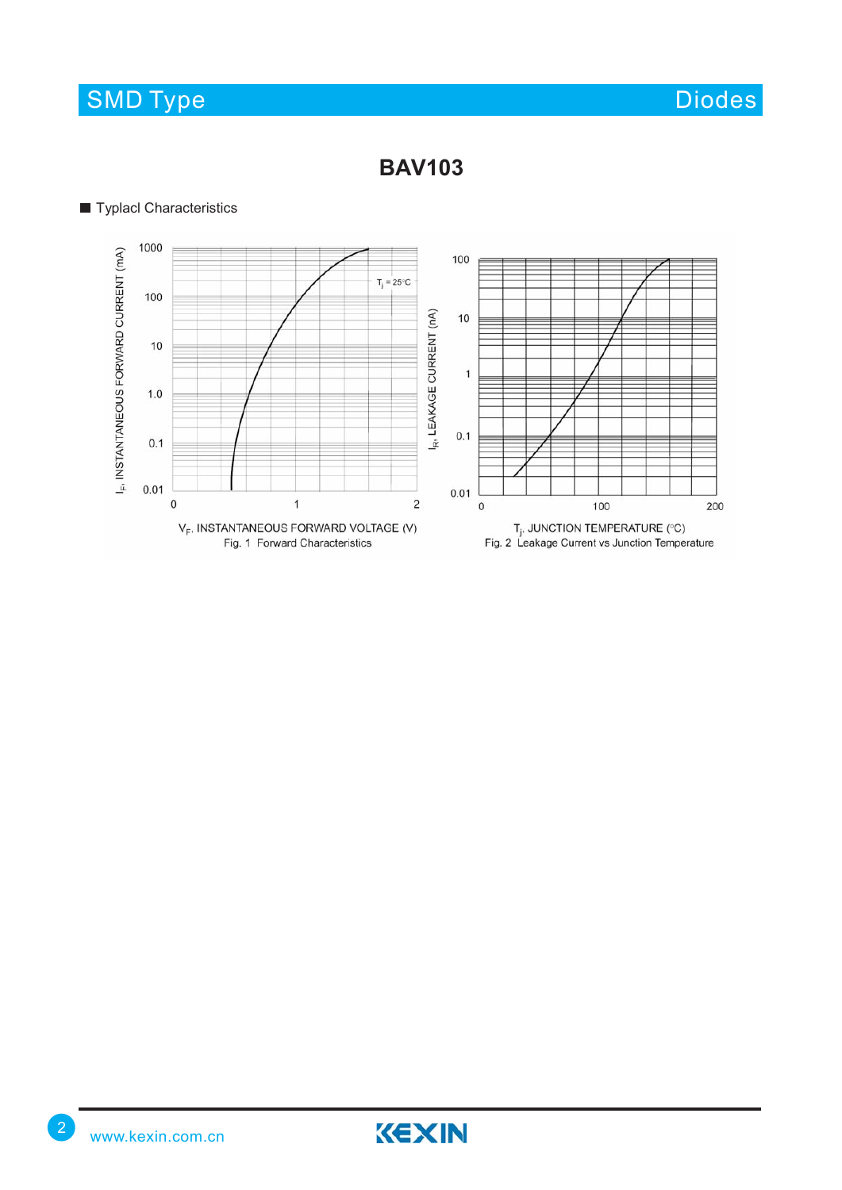# BAV103

## Typlacl Characteristics

1000
100
10
1.0
0.1
0.01
0
1
2
$T_j = 25°C$
$I_F$, INSTANTANEOUS FORWARD CURRENT (mA)
$V_F$, INSTANTANEOUS FORWARD VOLTAGE (V)
Fig. 1 Forward Characteristics

100
10
1
0.1
0.01
0
100
200
$I_R$, LEAKAGE CURRENT (nA)
$T_j$, JUNCTION TEMPERATURE (°C)
Fig. 2 Leakage Current vs Junction Temperature